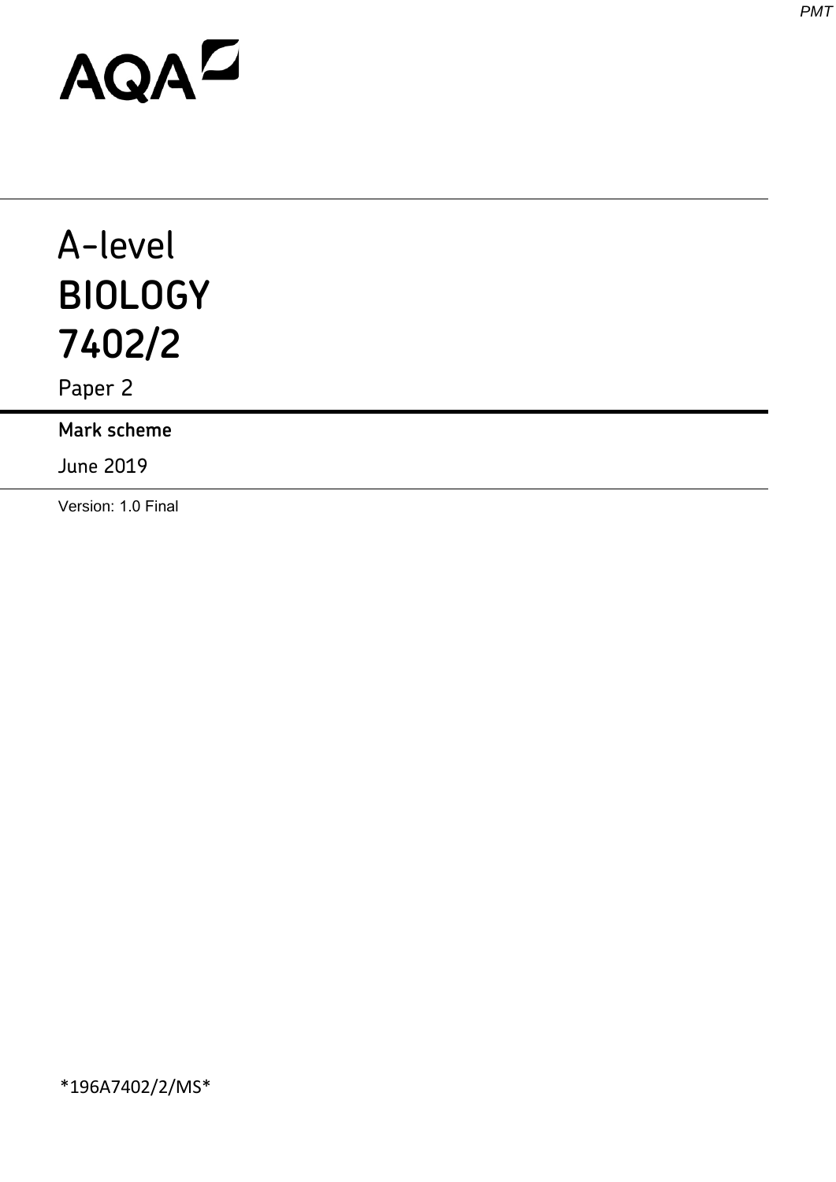AQA

# A-level
# BIOLOGY
# 7402/2

Paper 2

**Mark scheme**

June 2019

Version: 1.0 Final

*196A7402/2/MS*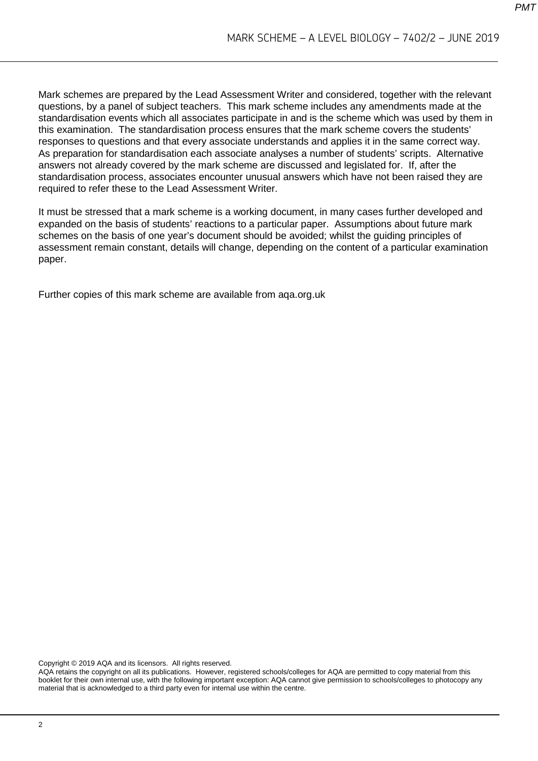Mark schemes are prepared by the Lead Assessment Writer and considered, together with the relevant questions, by a panel of subject teachers. This mark scheme includes any amendments made at the standardisation events which all associates participate in and is the scheme which was used by them in this examination. The standardisation process ensures that the mark scheme covers the students' responses to questions and that every associate understands and applies it in the same correct way. As preparation for standardisation each associate analyses a number of students' scripts. Alternative answers not already covered by the mark scheme are discussed and legislated for. If, after the standardisation process, associates encounter unusual answers which have not been raised they are required to refer these to the Lead Assessment Writer.

It must be stressed that a mark scheme is a working document, in many cases further developed and expanded on the basis of students' reactions to a particular paper. Assumptions about future mark schemes on the basis of one year's document should be avoided; whilst the guiding principles of assessment remain constant, details will change, depending on the content of a particular examination paper.

Further copies of this mark scheme are available from aqa.org.uk

Copyright © 2019 AQA and its licensors. All rights reserved.
AQA retains the copyright on all its publications. However, registered schools/colleges for AQA are permitted to copy material from this booklet for their own internal use, with the following important exception: AQA cannot give permission to schools/colleges to photocopy any material that is acknowledged to a third party even for internal use within the centre.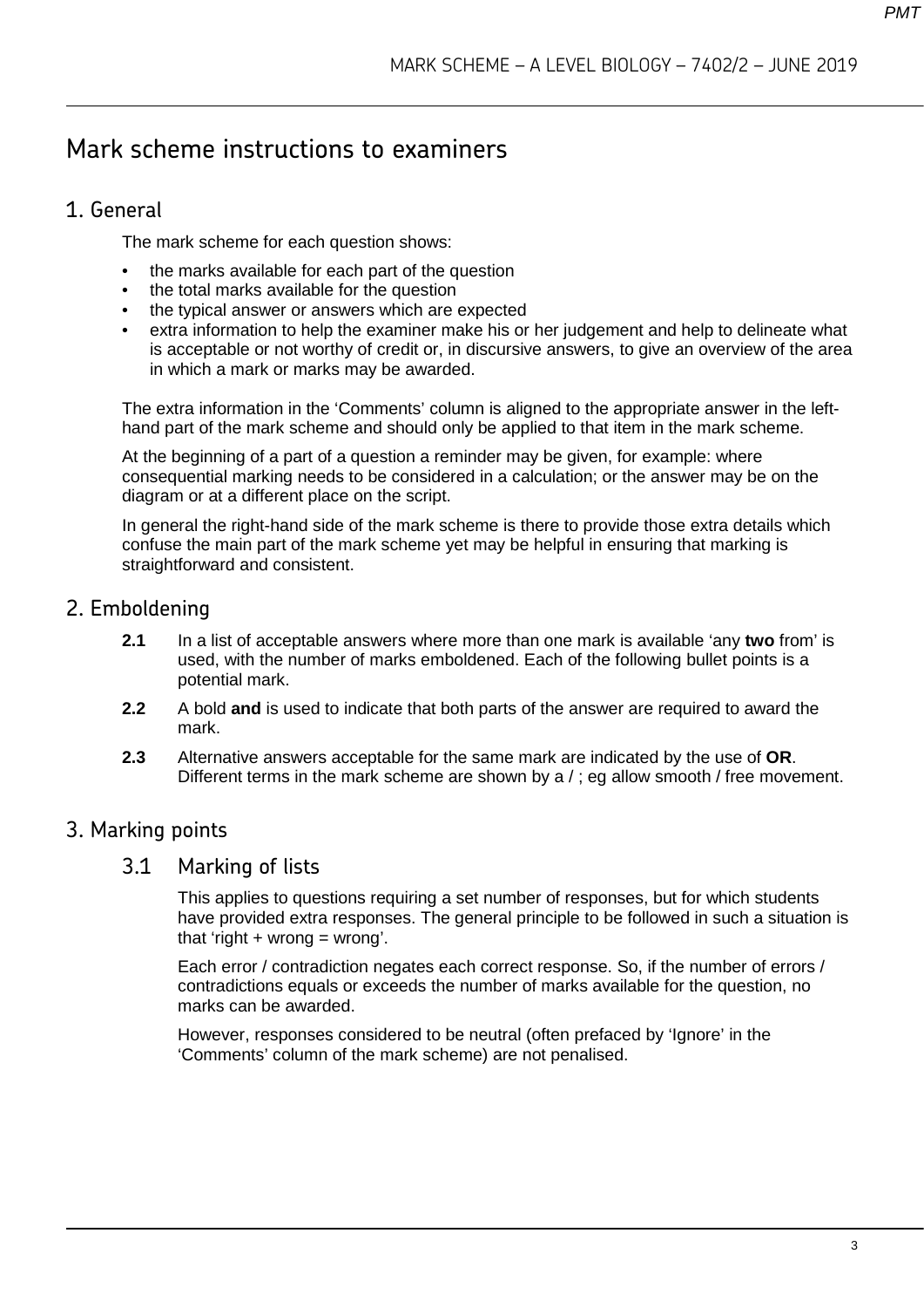# Mark scheme instructions to examiners

## 1. General

The mark scheme for each question shows:

- the marks available for each part of the question
- the total marks available for the question
- the typical answer or answers which are expected
- extra information to help the examiner make his or her judgement and help to delineate what is acceptable or not worthy of credit or, in discursive answers, to give an overview of the area in which a mark or marks may be awarded.

The extra information in the 'Comments' column is aligned to the appropriate answer in the left-hand part of the mark scheme and should only be applied to that item in the mark scheme.

At the beginning of a part of a question a reminder may be given, for example: where consequential marking needs to be considered in a calculation; or the answer may be on the diagram or at a different place on the script.

In general the right-hand side of the mark scheme is there to provide those extra details which confuse the main part of the mark scheme yet may be helpful in ensuring that marking is straightforward and consistent.

## 2. Emboldening

**2.1** In a list of acceptable answers where more than one mark is available 'any **two** from' is used, with the number of marks emboldened. Each of the following bullet points is a potential mark.

**2.2** A bold **and** is used to indicate that both parts of the answer are required to award the mark.

**2.3** Alternative answers acceptable for the same mark are indicated by the use of **OR**. Different terms in the mark scheme are shown by a / ; eg allow smooth / free movement.

## 3. Marking points

### 3.1 Marking of lists

This applies to questions requiring a set number of responses, but for which students have provided extra responses. The general principle to be followed in such a situation is that 'right + wrong = wrong'.

Each error / contradiction negates each correct response. So, if the number of errors / contradictions equals or exceeds the number of marks available for the question, no marks can be awarded.

However, responses considered to be neutral (often prefaced by 'Ignore' in the 'Comments' column of the mark scheme) are not penalised.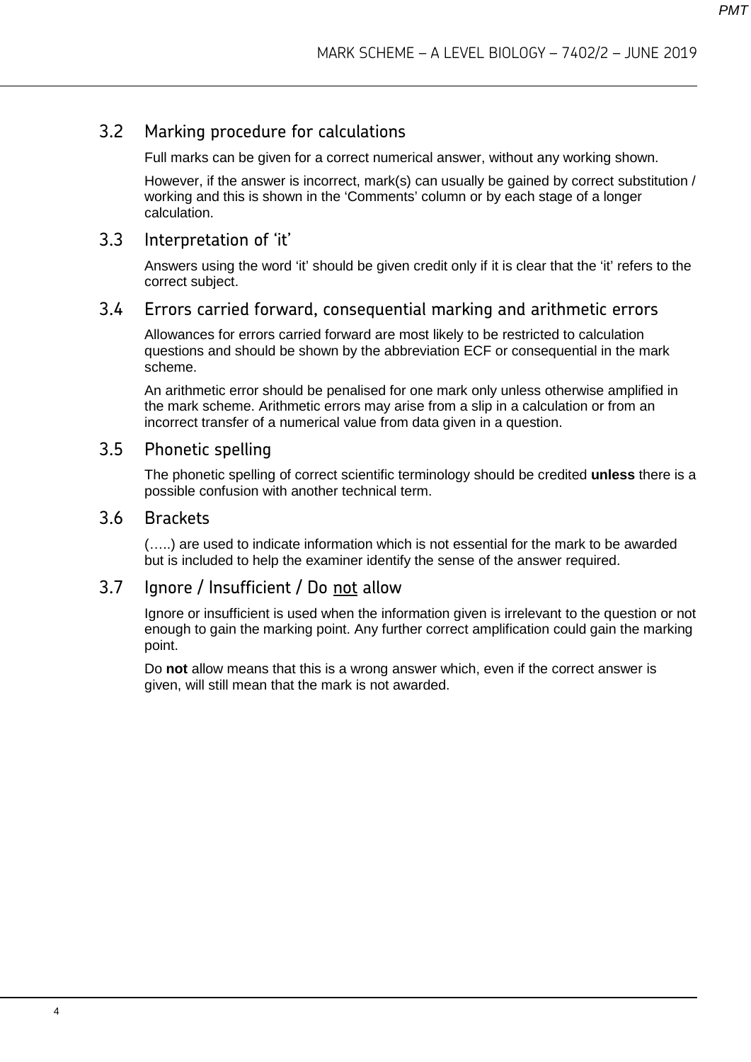## 3.2 Marking procedure for calculations

Full marks can be given for a correct numerical answer, without any working shown.

However, if the answer is incorrect, mark(s) can usually be gained by correct substitution / working and this is shown in the 'Comments' column or by each stage of a longer calculation.

## 3.3 Interpretation of 'it'

Answers using the word 'it' should be given credit only if it is clear that the 'it' refers to the correct subject.

## 3.4 Errors carried forward, consequential marking and arithmetic errors

Allowances for errors carried forward are most likely to be restricted to calculation questions and should be shown by the abbreviation ECF or consequential in the mark scheme.

An arithmetic error should be penalised for one mark only unless otherwise amplified in the mark scheme. Arithmetic errors may arise from a slip in a calculation or from an incorrect transfer of a numerical value from data given in a question.

## 3.5 Phonetic spelling

The phonetic spelling of correct scientific terminology should be credited **unless** there is a possible confusion with another technical term.

## 3.6 Brackets

(…..) are used to indicate information which is not essential for the mark to be awarded but is included to help the examiner identify the sense of the answer required.

## 3.7 Ignore / Insufficient / Do not allow

Ignore or insufficient is used when the information given is irrelevant to the question or not enough to gain the marking point. Any further correct amplification could gain the marking point.

Do **not** allow means that this is a wrong answer which, even if the correct answer is given, will still mean that the mark is not awarded.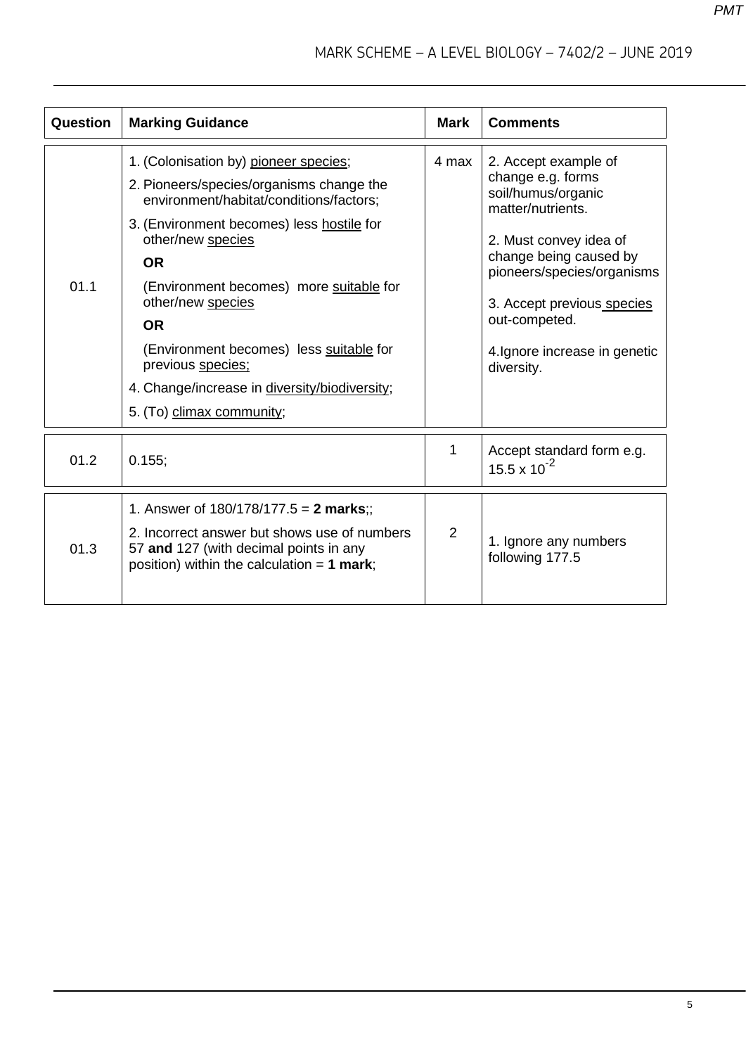| Question | Marking Guidance | Mark | Comments |
|---|---|---|---|
| 01.1 | 1. (Colonisation by) <u>pioneer species</u>;<br>2. Pioneers/species/organisms change the environment/habitat/conditions/factors;<br>3. (Environment becomes) less <u>hostile</u> for other/new <u>species</u><br>**OR**<br>(Environment becomes) more <u>suitable</u> for other/new <u>species</u><br>**OR**<br>(Environment becomes) less <u>suitable</u> for previous <u>species;</u><br>4. Change/increase in <u>diversity/biodiversity</u>;<br>5. (To) <u>climax community</u>; | 4 max | 2. Accept example of change e.g. forms soil/humus/organic matter/nutrients.<br><br>2. Must convey idea of change being caused by pioneers/species/organisms<br><br>3. Accept previous <u>species</u> out-competed.<br><br>4. Ignore increase in genetic diversity. |
| 01.2 | 0.155; | 1 | Accept standard form e.g. $15.5 \times 10^{-2}$ |
| 01.3 | 1. Answer of 180/178/177.5 = **2 marks**;;<br>2. Incorrect answer but shows use of numbers 57 **and** 127 (with decimal points in any position) within the calculation = **1 mark**; | 2 | 1. Ignore any numbers following 177.5 |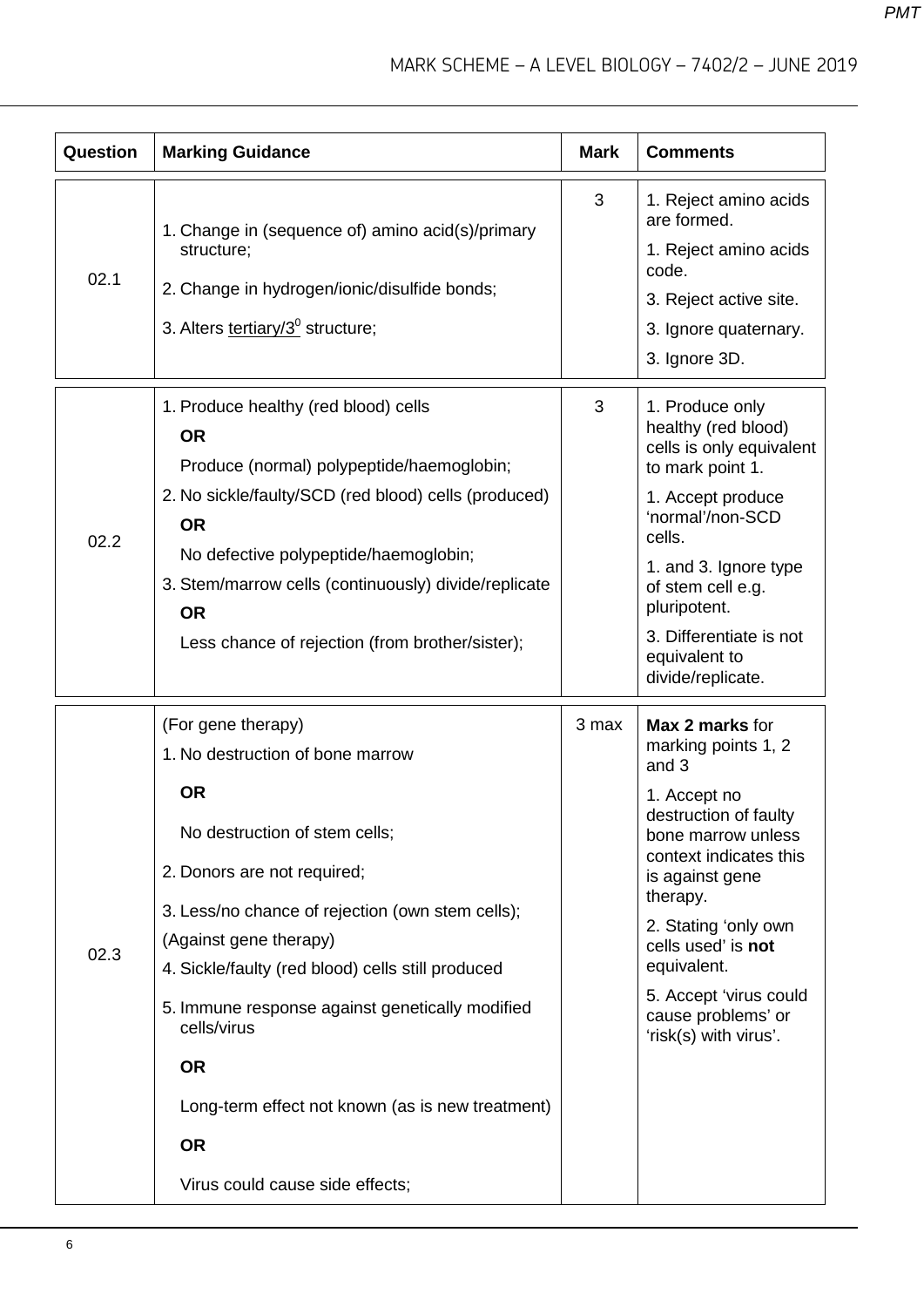| Question | Marking Guidance | Mark | Comments |
|---|---|---|---|
| 02.1 | 1. Change in (sequence of) amino acid(s)/primary structure;<br>2. Change in hydrogen/ionic/disulfide bonds;<br>3. Alters tertiary/$3^0$ structure; | 3 | 1. Reject amino acids are formed.<br>1. Reject amino acids code.<br>3. Reject active site.<br>3. Ignore quaternary.<br>3. Ignore 3D. |
| 02.2 | 1. Produce healthy (red blood) cells **OR** Produce (normal) polypeptide/haemoglobin;<br>2. No sickle/faulty/SCD (red blood) cells (produced) **OR** No defective polypeptide/haemoglobin;<br>3. Stem/marrow cells (continuously) divide/replicate **OR** Less chance of rejection (from brother/sister); | 3 | 1. Produce only healthy (red blood) cells is only equivalent to mark point 1.<br>1. Accept produce 'normal'/non-SCD cells.<br>1. and 3. Ignore type of stem cell e.g. pluripotent.<br>3. Differentiate is not equivalent to divide/replicate. |
| 02.3 | (For gene therapy)<br>1. No destruction of bone marrow **OR** No destruction of stem cells;<br>2. Donors are not required;<br>3. Less/no chance of rejection (own stem cells);<br>(Against gene therapy)<br>4. Sickle/faulty (red blood) cells still produced<br>5. Immune response against genetically modified cells/virus **OR** Long-term effect not known (as is new treatment) **OR** Virus could cause side effects; | 3 max | **Max 2 marks** for marking points 1, 2 and 3<br>1. Accept no destruction of faulty bone marrow unless context indicates this is against gene therapy.<br>2. Stating 'only own cells used' is **not** equivalent.<br>5. Accept 'virus could cause problems' or 'risk(s) with virus'. |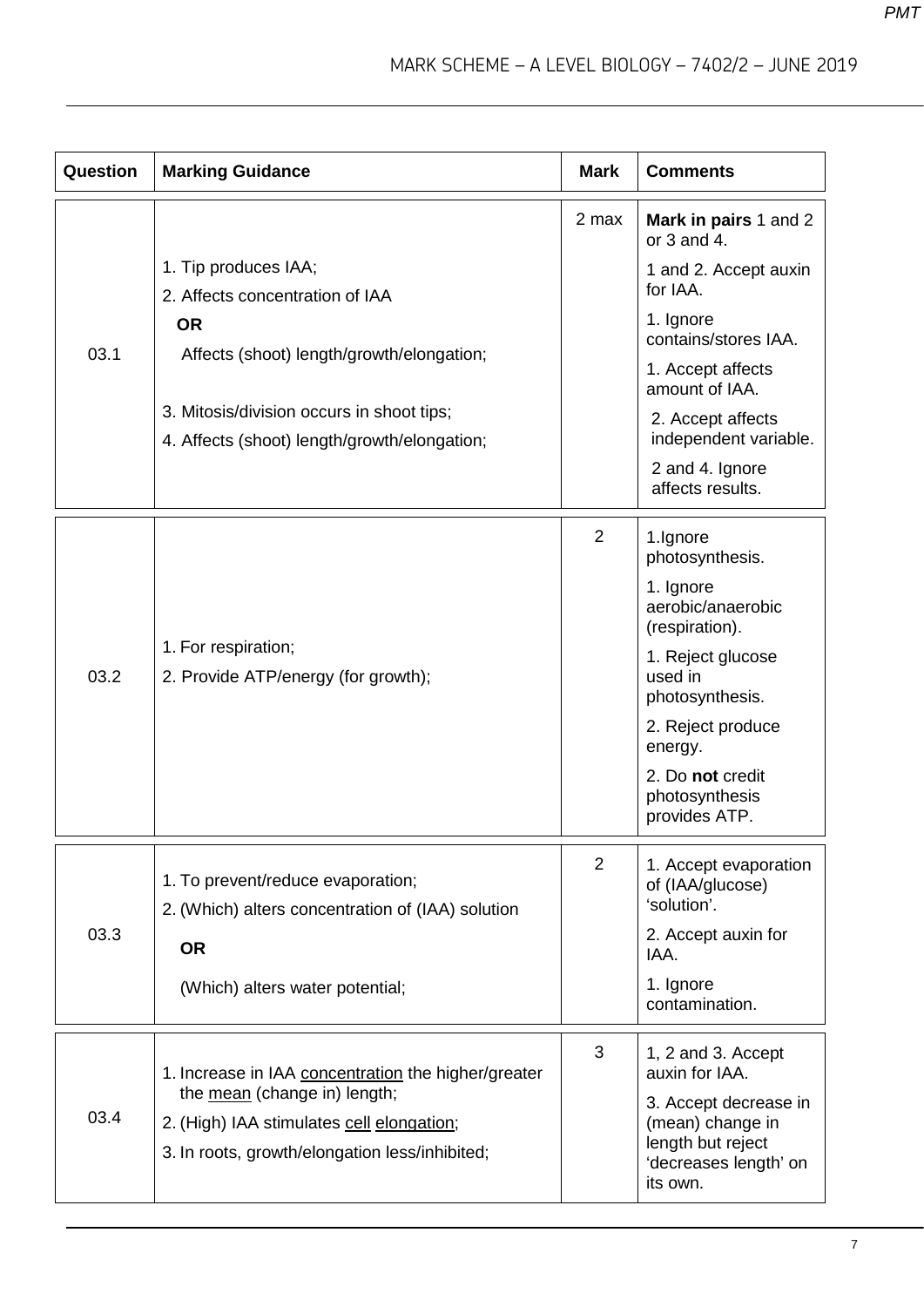| Question | Marking Guidance | Mark | Comments |
|---|---|---|---|
| 03.1 | 1. Tip produces IAA;<br>2. Affects concentration of IAA<br>**OR**<br>Affects (shoot) length/growth/elongation;<br><br>3. Mitosis/division occurs in shoot tips;<br>4. Affects (shoot) length/growth/elongation; | 2 max | **Mark in pairs** 1 and 2 or 3 and 4.<br>1 and 2. Accept auxin for IAA.<br>1. Ignore contains/stores IAA.<br>1. Accept affects amount of IAA.<br>2. Accept affects independent variable.<br>2 and 4. Ignore affects results. |
| 03.2 | 1. For respiration;<br>2. Provide ATP/energy (for growth); | 2 | 1.Ignore photosynthesis.<br>1. Ignore aerobic/anaerobic (respiration).<br>1. Reject glucose used in photosynthesis.<br>2. Reject produce energy.<br>2. Do **not** credit photosynthesis provides ATP. |
| 03.3 | 1. To prevent/reduce evaporation;<br>2. (Which) alters concentration of (IAA) solution<br>**OR**<br>(Which) alters water potential; | 2 | 1. Accept evaporation of (IAA/glucose) 'solution'.<br>2. Accept auxin for IAA.<br>1. Ignore contamination. |
| 03.4 | 1. Increase in IAA <u>concentration</u> the higher/greater the <u>mean</u> (change in) length;<br>2. (High) IAA stimulates <u>cell</u> <u>elongation</u>;<br>3. In roots, growth/elongation less/inhibited; | 3 | 1, 2 and 3. Accept auxin for IAA.<br>3. Accept decrease in (mean) change in length but reject 'decreases length' on its own. |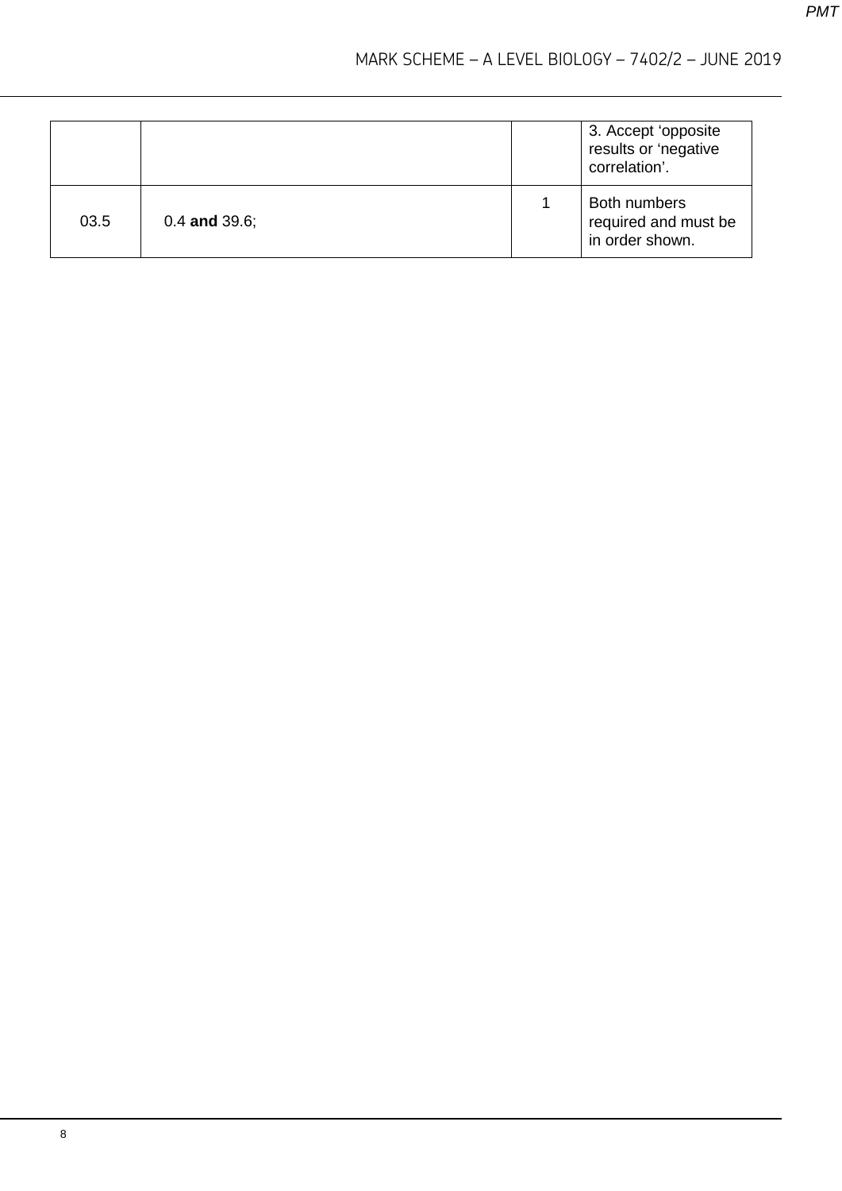| | | | 3. Accept ‘opposite results or ‘negative correlation’. |
|---|---|---|---|
| 03.5 | 0.4 **and** 39.6; | 1 | Both numbers required and must be in order shown. |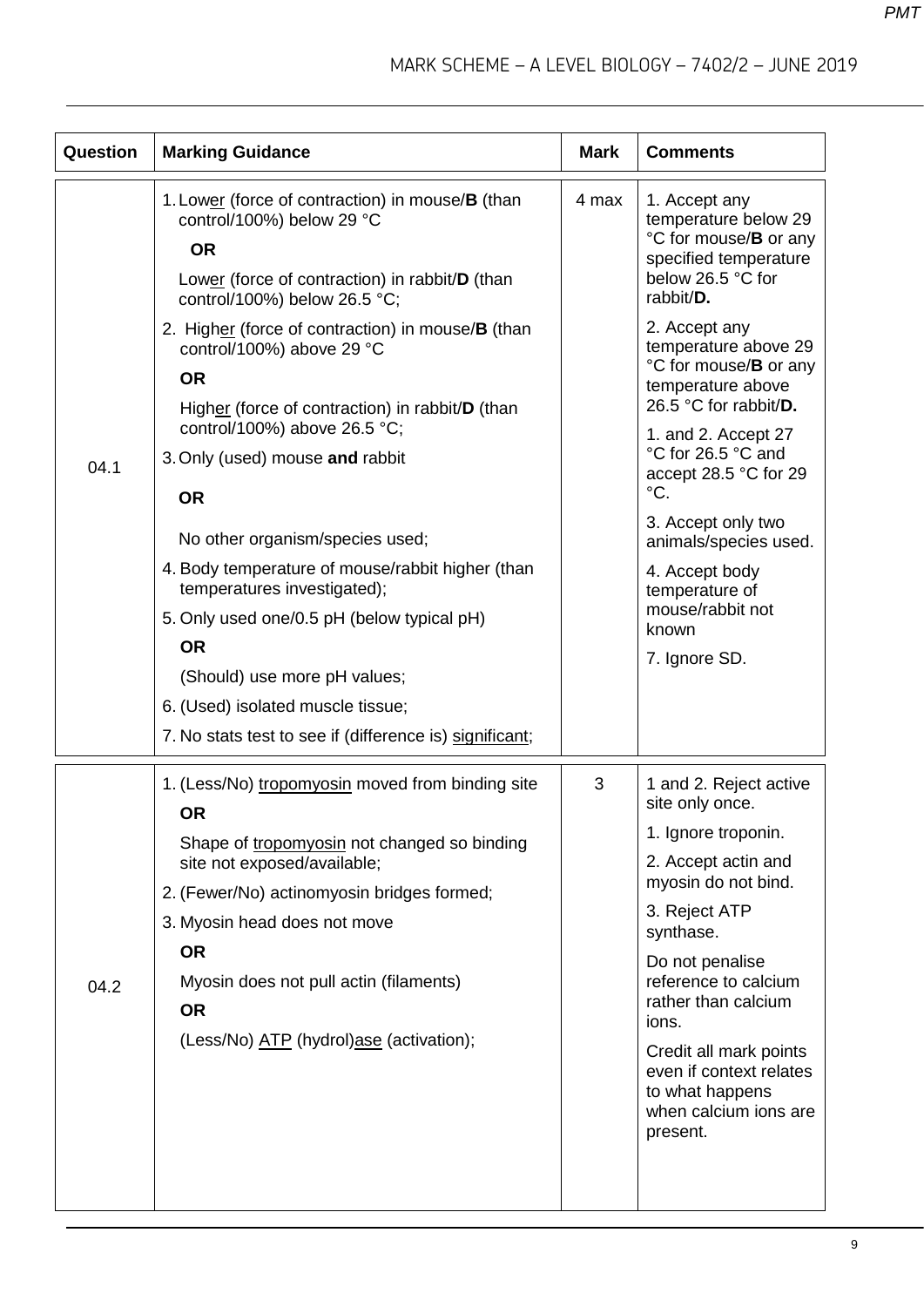| Question | Marking Guidance | Mark | Comments |
|---|---|---|---|
| 04.1 | 1. Lower (force of contraction) in mouse/**B** (than control/100%) below 29 °C<br>**OR**<br>Lower (force of contraction) in rabbit/**D** (than control/100%) below 26.5 °C;<br>2. Higher (force of contraction) in mouse/**B** (than control/100%) above 29 °C<br>**OR**<br>Higher (force of contraction) in rabbit/**D** (than control/100%) above 26.5 °C;<br>3. Only (used) mouse **and** rabbit<br>**OR**<br>No other organism/species used;<br>4. Body temperature of mouse/rabbit higher (than temperatures investigated);<br>5. Only used one/0.5 pH (below typical pH)<br>**OR**<br>(Should) use more pH values;<br>6. (Used) isolated muscle tissue;<br>7. No stats test to see if (difference is) significant; | 4 max | 1. Accept any temperature below 29 °C for mouse/**B** or any specified temperature below 26.5 °C for rabbit/**D.**<br>2. Accept any temperature above 29 °C for mouse/**B** or any temperature above 26.5 °C for rabbit/**D.**<br>1. and 2. Accept 27 °C for 26.5 °C and accept 28.5 °C for 29 °C.<br>3. Accept only two animals/species used.<br>4. Accept body temperature of mouse/rabbit not known<br>7. Ignore SD. |
| 04.2 | 1. (Less/No) tropomyosin moved from binding site<br>**OR**<br>Shape of tropomyosin not changed so binding site not exposed/available;<br>2. (Fewer/No) actinomyosin bridges formed;<br>3. Myosin head does not move<br>**OR**<br>Myosin does not pull actin (filaments)<br>**OR**<br>(Less/No) ATP (hydrol)ase (activation); | 3 | 1 and 2. Reject active site only once.<br>1. Ignore troponin.<br>2. Accept actin and myosin do not bind.<br>3. Reject ATP synthase.<br>Do not penalise reference to calcium rather than calcium ions.<br>Credit all mark points even if context relates to what happens when calcium ions are present. |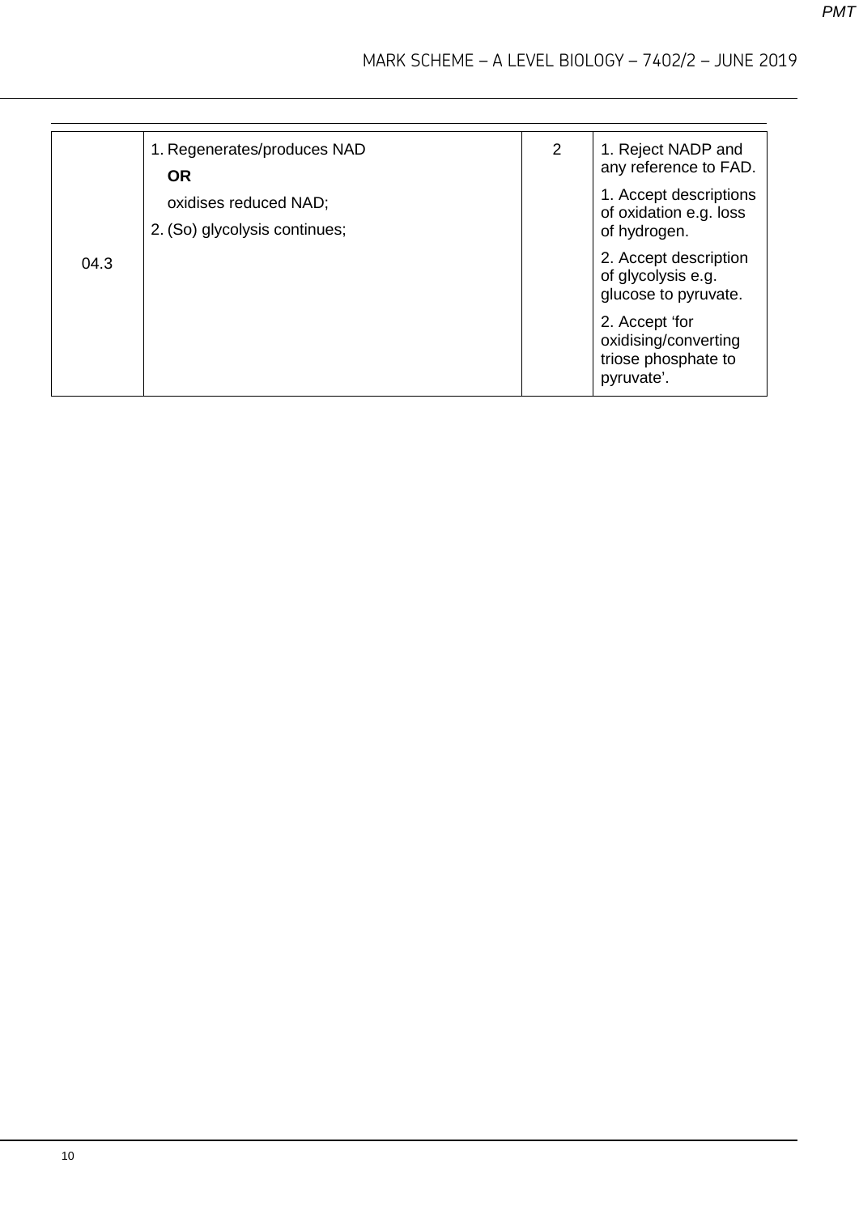| | | | |
|---|---|---|---|
| 04.3 | 1. Regenerates/produces NAD<br>**OR**<br>oxidises reduced NAD;<br>2. (So) glycolysis continues; | 2 | 1. Reject NADP and any reference to FAD.<br>1. Accept descriptions of oxidation e.g. loss of hydrogen.<br>2. Accept description of glycolysis e.g. glucose to pyruvate.<br>2. Accept 'for oxidising/converting triose phosphate to pyruvate'. |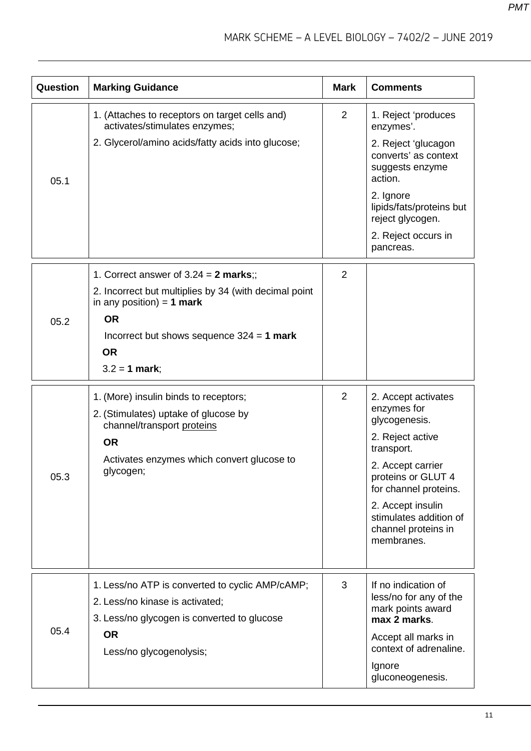| Question | Marking Guidance | Mark | Comments |
|---|---|---|---|
| 05.1 | 1. (Attaches to receptors on target cells and) activates/stimulates enzymes;<br>2. Glycerol/amino acids/fatty acids into glucose; | 2 | 1. Reject 'produces enzymes'.<br>2. Reject 'glucagon converts' as context suggests enzyme action.<br>2. Ignore lipids/fats/proteins but reject glycogen.<br>2. Reject occurs in pancreas. |
| 05.2 | 1. Correct answer of 3.24 = **2 marks**;;<br>2. Incorrect but multiplies by 34 (with decimal point in any position) = **1 mark**<br>**OR**<br>Incorrect but shows sequence 324 = **1 mark**<br>**OR**<br>3.2 = **1 mark**; | 2 | |
| 05.3 | 1. (More) insulin binds to receptors;<br>2. (Stimulates) uptake of glucose by channel/transport proteins<br>**OR**<br>Activates enzymes which convert glucose to glycogen; | 2 | 2. Accept activates enzymes for glycogenesis.<br>2. Reject active transport.<br>2. Accept carrier proteins or GLUT 4 for channel proteins.<br>2. Accept insulin stimulates addition of channel proteins in membranes. |
| 05.4 | 1. Less/no ATP is converted to cyclic AMP/cAMP;<br>2. Less/no kinase is activated;<br>3. Less/no glycogen is converted to glucose<br>**OR**<br>Less/no glycogenolysis; | 3 | If no indication of less/no for any of the mark points award **max 2 marks**.<br>Accept all marks in context of adrenaline.<br>Ignore gluconeogenesis. |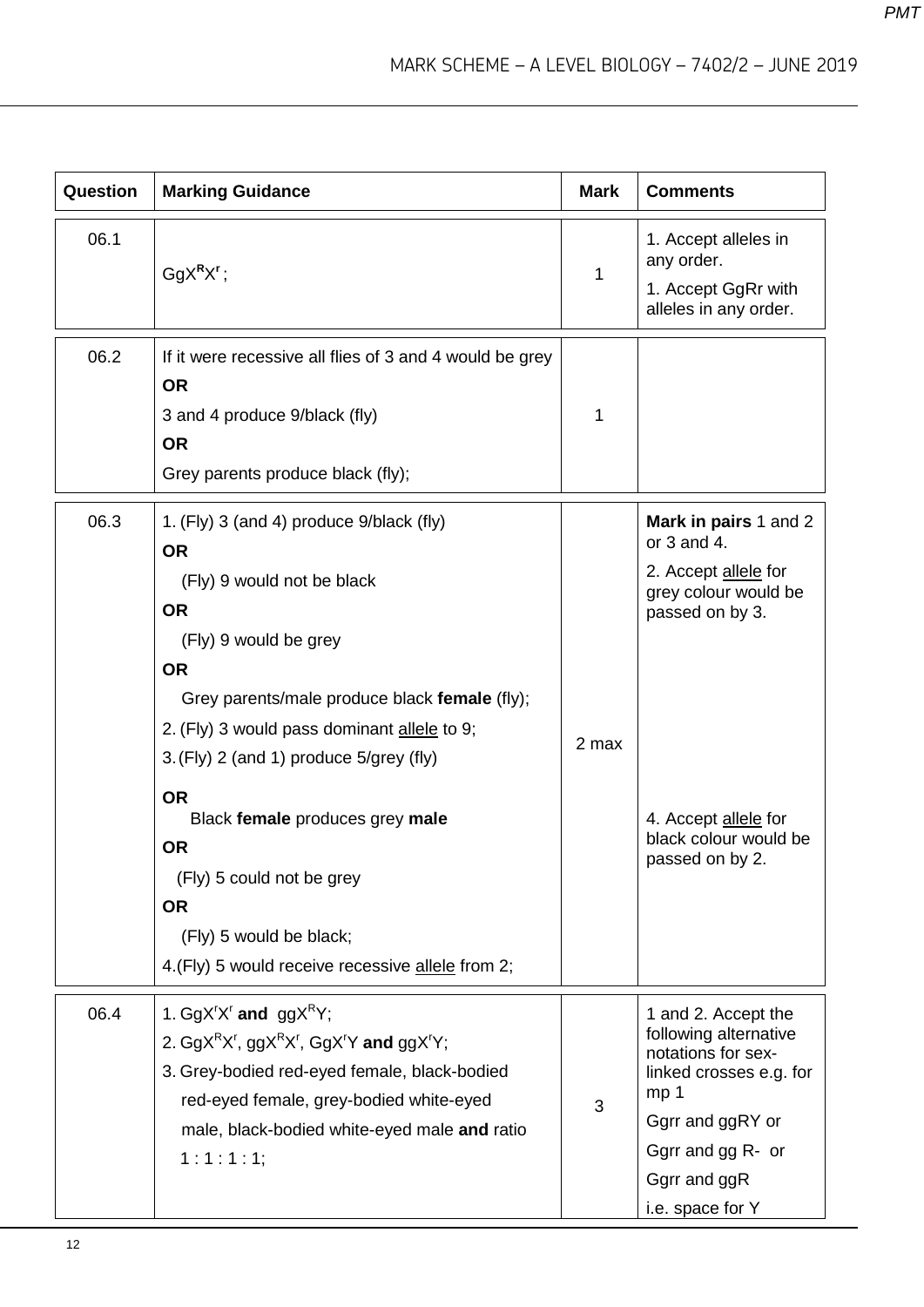| Question | Marking Guidance | Mark | Comments |
|---|---|---|---|
| 06.1 | $GgX^{R}X^{r}$; | 1 | 1. Accept alleles in any order.<br>1. Accept GgRr with alleles in any order. |
| 06.2 | If it were recessive all flies of 3 and 4 would be grey<br>**OR**<br>3 and 4 produce 9/black (fly)<br>**OR**<br>Grey parents produce black (fly); | 1 | |
| 06.3 | 1. (Fly) 3 (and 4) produce 9/black (fly)<br>**OR**<br>(Fly) 9 would not be black<br>**OR**<br>(Fly) 9 would be grey<br>**OR**<br>Grey parents/male produce black **female** (fly);<br>2. (Fly) 3 would pass dominant allele to 9;<br>3. (Fly) 2 (and 1) produce 5/grey (fly)<br>**OR**<br>Black **female** produces grey **male**<br>**OR**<br>(Fly) 5 could not be grey<br>**OR**<br>(Fly) 5 would be black;<br>4. (Fly) 5 would receive recessive allele from 2; | 2 max | **Mark in pairs** 1 and 2 or 3 and 4.<br>2. Accept allele for grey colour would be passed on by 3.<br>4. Accept allele for black colour would be passed on by 2. |
| 06.4 | 1. $GgX^{r}X^{r}$ **and** $ggX^{R}Y$;<br>2. $GgX^{R}X^{r}$, $ggX^{R}X^{r}$, $GgX^{r}Y$ **and** $ggX^{r}Y$;<br>3. Grey-bodied red-eyed female, black-bodied red-eyed female, grey-bodied white-eyed male, black-bodied white-eyed male **and** ratio 1 : 1 : 1 : 1; | 3 | 1 and 2. Accept the following alternative notations for sex-linked crosses e.g. for mp 1<br>Ggrr and ggRY or<br>Ggrr and gg R- or<br>Ggrr and ggR<br>i.e. space for Y |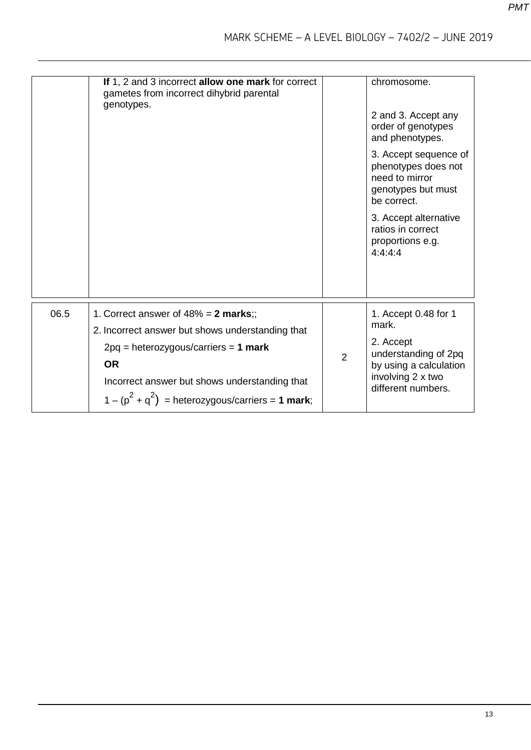| | | | |
|---|---|---|---|
| | **If** 1, 2 and 3 incorrect **allow one mark** for correct gametes from incorrect dihybrid parental genotypes. | | chromosome.<br><br>2 and 3. Accept any order of genotypes and phenotypes.<br><br>3. Accept sequence of phenotypes does not need to mirror genotypes but must be correct.<br><br>3. Accept alternative ratios in correct proportions e.g. 4:4:4:4 |

| | | | |
|---|---|---|---|
| 06.5 | 1. Correct answer of 48% = **2 marks**;;<br>2. Incorrect answer but shows understanding that<br>2pq = heterozygous/carriers = **1 mark**<br>**OR**<br>Incorrect answer but shows understanding that<br>$1 – (p^2 + q^2)$ = heterozygous/carriers = **1 mark**; | 2 | 1. Accept 0.48 for 1 mark.<br><br>2. Accept understanding of 2pq by using a calculation involving 2 x two different numbers. |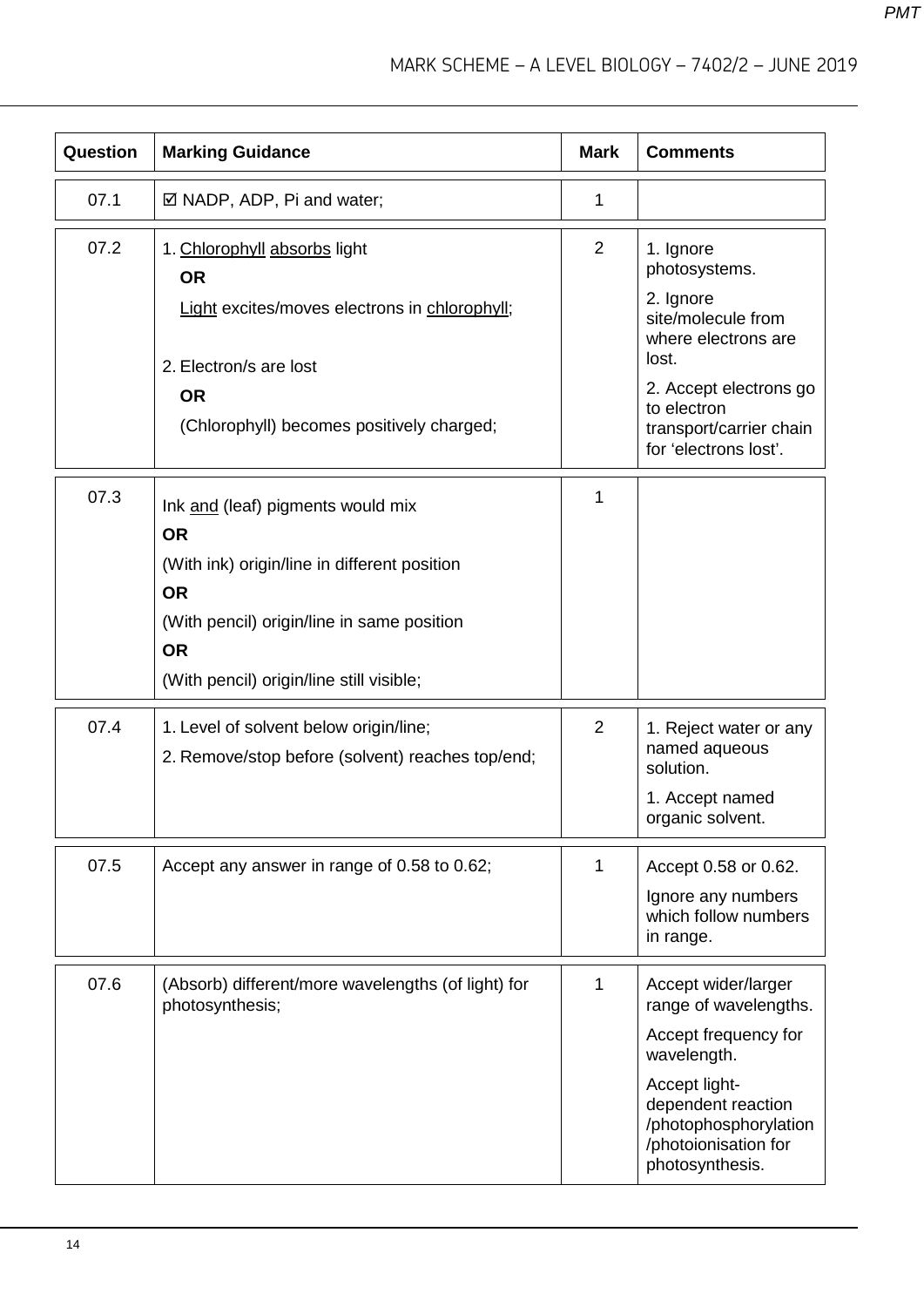| Question | Marking Guidance | Mark | Comments |
|---|---|---|---|
| 07.1 | ☑ NADP, ADP, Pi and water; | 1 | |
| 07.2 | 1. Chlorophyll absorbs light<br>**OR**<br>Light excites/moves electrons in chlorophyll;<br><br>2. Electron/s are lost<br>**OR**<br>(Chlorophyll) becomes positively charged; | 2 | 1. Ignore photosystems.<br>2. Ignore site/molecule from where electrons are lost.<br>2. Accept electrons go to electron transport/carrier chain for 'electrons lost'. |
| 07.3 | Ink and (leaf) pigments would mix<br>**OR**<br>(With ink) origin/line in different position<br>**OR**<br>(With pencil) origin/line in same position<br>**OR**<br>(With pencil) origin/line still visible; | 1 | |
| 07.4 | 1. Level of solvent below origin/line;<br>2. Remove/stop before (solvent) reaches top/end; | 2 | 1. Reject water or any named aqueous solution.<br>1. Accept named organic solvent. |
| 07.5 | Accept any answer in range of 0.58 to 0.62; | 1 | Accept 0.58 or 0.62.<br>Ignore any numbers which follow numbers in range. |
| 07.6 | (Absorb) different/more wavelengths (of light) for photosynthesis; | 1 | Accept wider/larger range of wavelengths.<br>Accept frequency for wavelength.<br>Accept light-dependent reaction /photophosphorylation /photoionisation for photosynthesis. |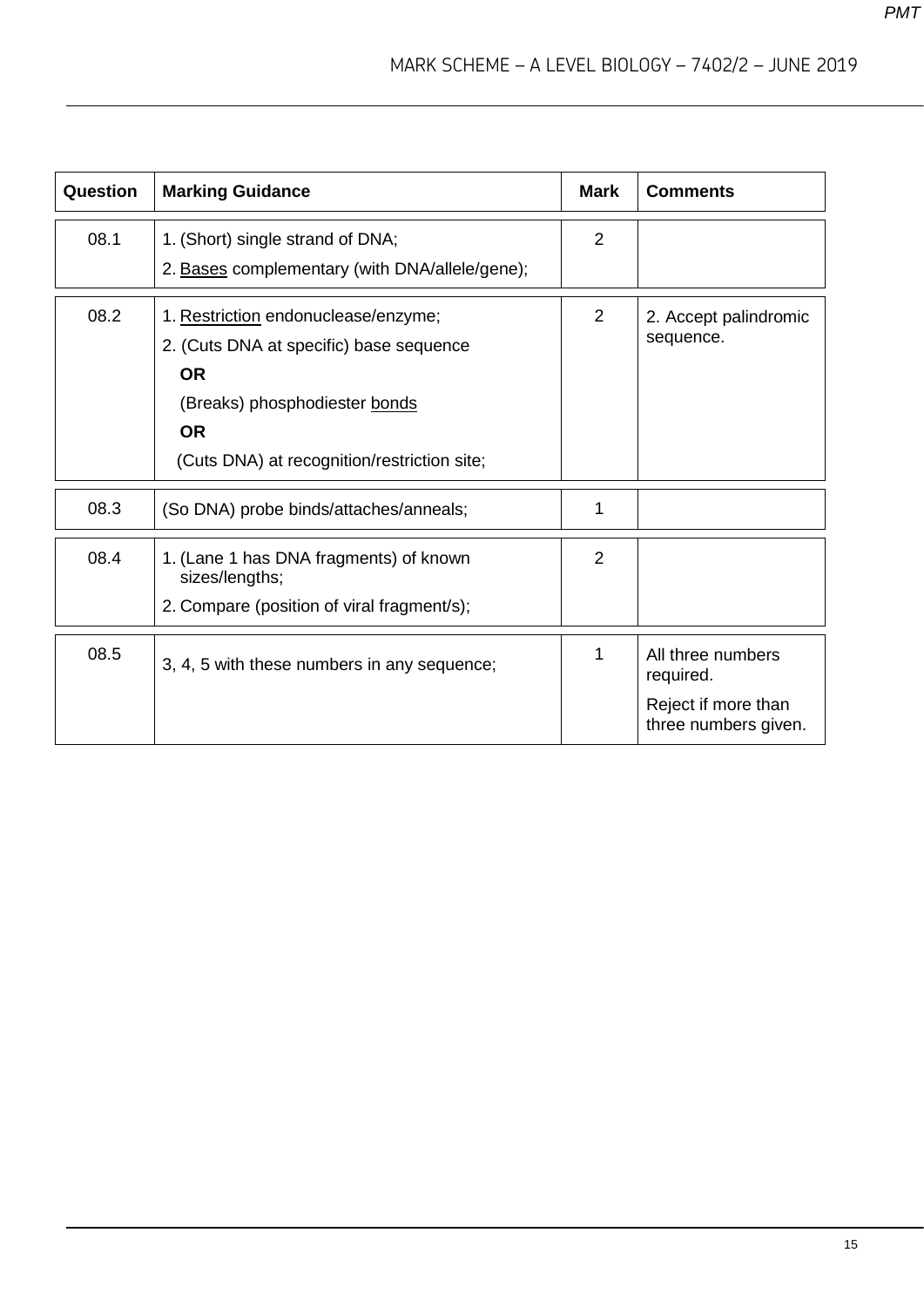| Question | Marking Guidance | Mark | Comments |
| --- | --- | --- | --- |
| 08.1 | 1. (Short) single strand of DNA;<br>2. <u>Bases</u> complementary (with DNA/allele/gene); | 2 | |
| 08.2 | 1. <u>Restriction</u> endonuclease/enzyme;<br>2. (Cuts DNA at specific) base sequence<br>**OR**<br>(Breaks) phosphodiester <u>bonds</u><br>**OR**<br>(Cuts DNA) at recognition/restriction site; | 2 | 2. Accept palindromic sequence. |
| 08.3 | (So DNA) probe binds/attaches/anneals; | 1 | |
| 08.4 | 1. (Lane 1 has DNA fragments) of known sizes/lengths;<br>2. Compare (position of viral fragment/s); | 2 | |
| 08.5 | 3, 4, 5 with these numbers in any sequence; | 1 | All three numbers required.<br>Reject if more than three numbers given. |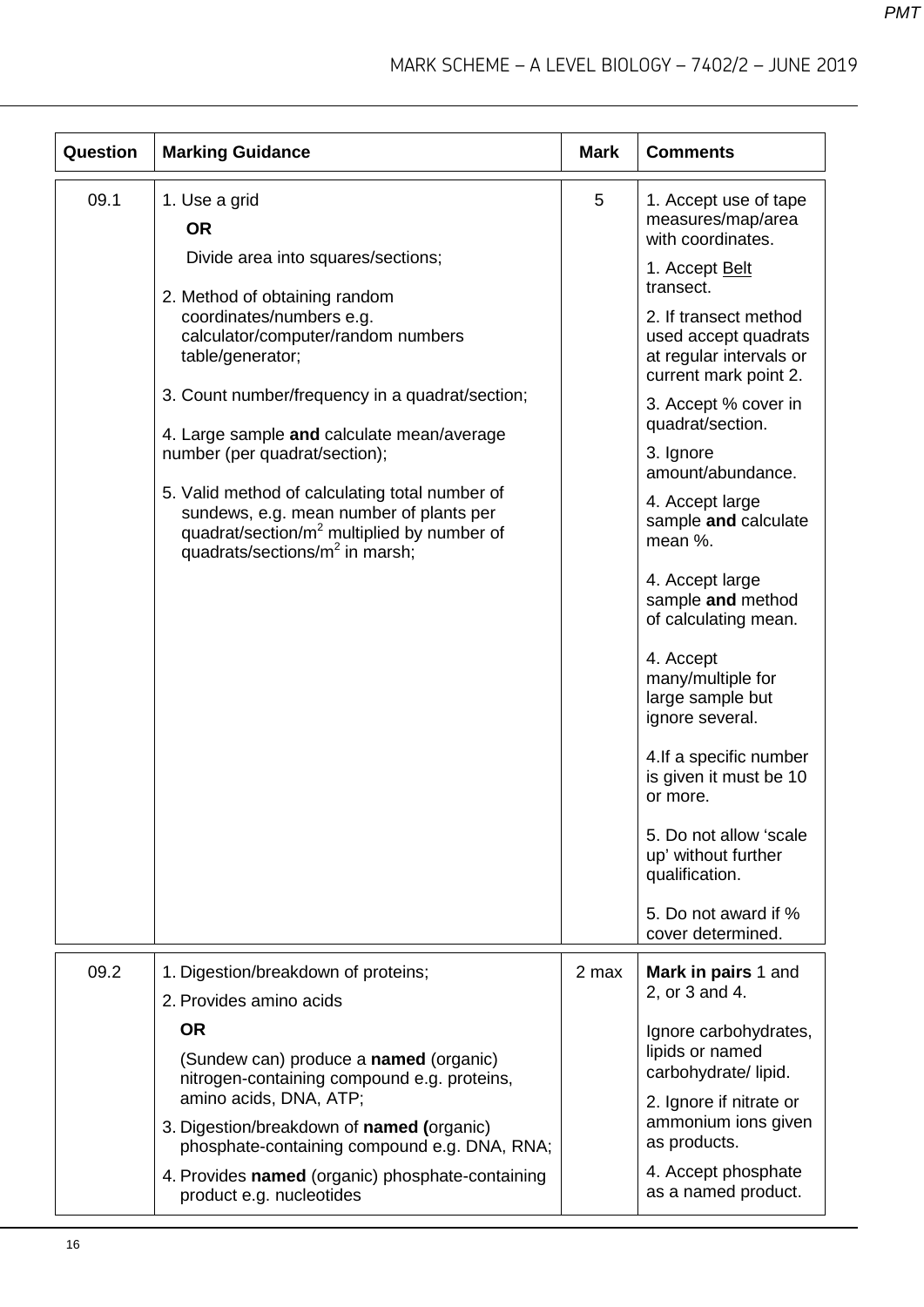| Question | Marking Guidance | Mark | Comments |
|---|---|---|---|
| 09.1 | 1. Use a grid<br>**OR**<br>Divide area into squares/sections;<br><br>2. Method of obtaining random coordinates/numbers e.g. calculator/computer/random numbers table/generator;<br><br>3. Count number/frequency in a quadrat/section;<br><br>4. Large sample **and** calculate mean/average number (per quadrat/section);<br><br>5. Valid method of calculating total number of sundews, e.g. mean number of plants per quadrat/section/$m^2$ multiplied by number of quadrats/sections/$m^2$ in marsh; | 5 | 1. Accept use of tape measures/map/area with coordinates.<br><br>1. Accept <u>Belt</u> transect.<br><br>2. If transect method used accept quadrats at regular intervals or current mark point 2.<br><br>3. Accept % cover in quadrat/section.<br><br>3. Ignore amount/abundance.<br><br>4. Accept large sample **and** calculate mean %.<br><br>4. Accept large sample **and** method of calculating mean.<br><br>4. Accept many/multiple for large sample but ignore several.<br><br>4. If a specific number is given it must be 10 or more.<br><br>5. Do not allow 'scale up' without further qualification.<br><br>5. Do not award if % cover determined. |
| 09.2 | 1. Digestion/breakdown of proteins;<br><br>2. Provides amino acids<br>**OR**<br>(Sundew can) produce a **named** (organic) nitrogen-containing compound e.g. proteins, amino acids, DNA, ATP;<br><br>3. Digestion/breakdown of **named** (organic) phosphate-containing compound e.g. DNA, RNA;<br><br>4. Provides **named** (organic) phosphate-containing product e.g. nucleotides | 2 max | **Mark in pairs** 1 and 2, or 3 and 4.<br><br>Ignore carbohydrates, lipids or named carbohydrate/ lipid.<br><br>2. Ignore if nitrate or ammonium ions given as products.<br><br>4. Accept phosphate as a named product. |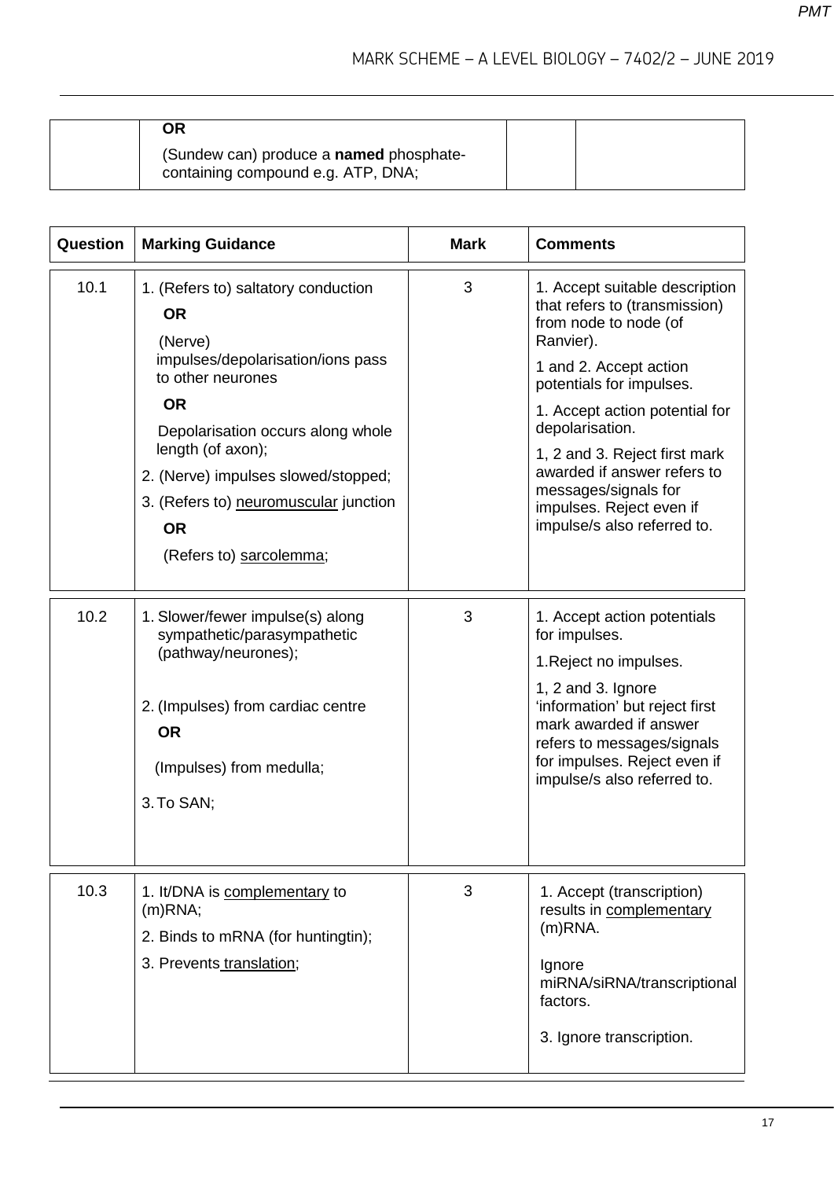| | | | |
|---|---|---|---|
| | **OR**<br>(Sundew can) produce a **named** phosphate-containing compound e.g. ATP, DNA; | | |

| Question | Marking Guidance | Mark | Comments |
|---|---|---|---|
| 10.1 | 1. (Refers to) saltatory conduction<br>**OR**<br>(Nerve) impulses/depolarisation/ions pass to other neurones<br>**OR**<br>Depolarisation occurs along whole length (of axon);<br>2. (Nerve) impulses slowed/stopped;<br>3. (Refers to) neuromuscular junction<br>**OR**<br>(Refers to) sarcolemma; | 3 | 1. Accept suitable description that refers to (transmission) from node to node (of Ranvier).<br>1 and 2. Accept action potentials for impulses.<br>1. Accept action potential for depolarisation.<br>1, 2 and 3. Reject first mark awarded if answer refers to messages/signals for impulses. Reject even if impulse/s also referred to. |
| 10.2 | 1. Slower/fewer impulse(s) along sympathetic/parasympathetic (pathway/neurones);<br>2. (Impulses) from cardiac centre<br>**OR**<br>(Impulses) from medulla;<br>3. To SAN; | 3 | 1. Accept action potentials for impulses.<br>1. Reject no impulses.<br>1, 2 and 3. Ignore 'information' but reject first mark awarded if answer refers to messages/signals for impulses. Reject even if impulse/s also referred to. |
| 10.3 | 1. It/DNA is complementary to (m)RNA;<br>2. Binds to mRNA (for huntingtin);<br>3. Prevents translation; | 3 | 1. Accept (transcription) results in complementary (m)RNA.<br>Ignore miRNA/siRNA/transcriptional factors.<br>3. Ignore transcription. |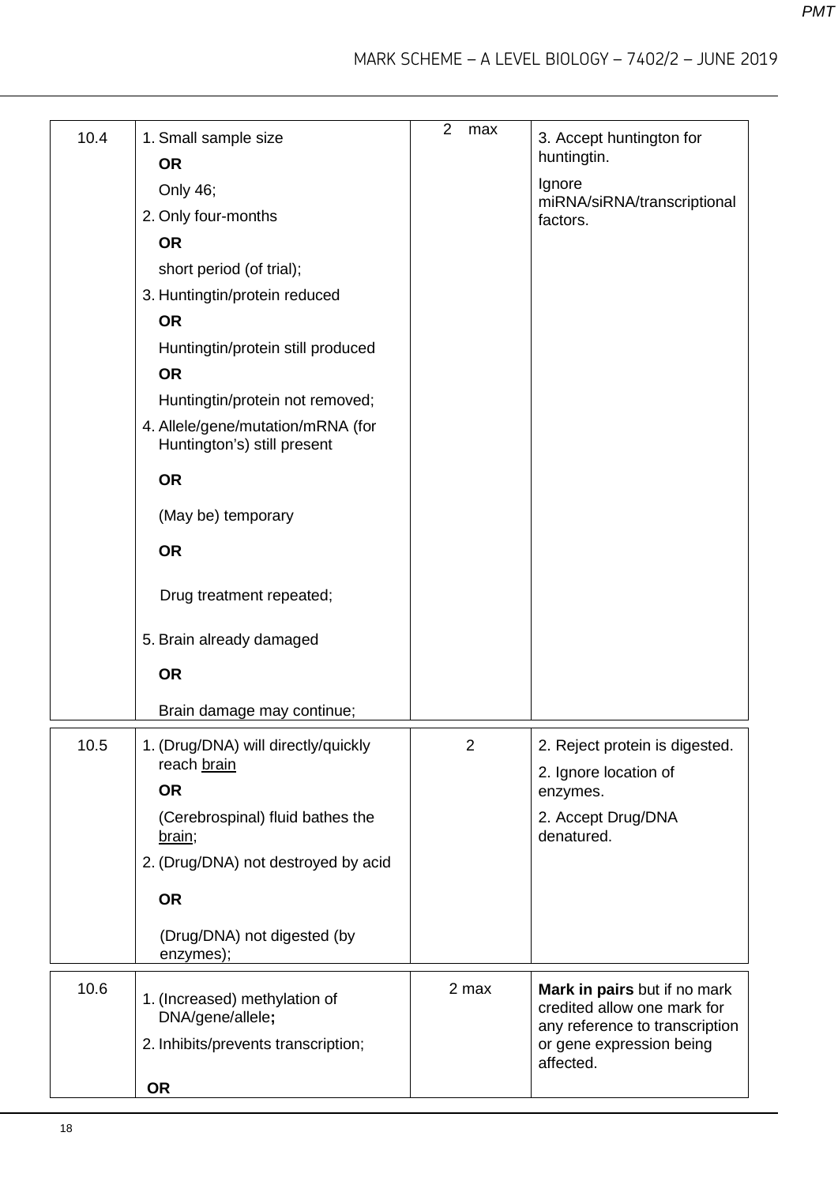| | | | |
|---|---|---|---|
| 10.4 | 1. Small sample size<br>**OR**<br>Only 46;<br>2. Only four-months<br>**OR**<br>short period (of trial);<br>3. Huntingtin/protein reduced<br>**OR**<br>Huntingtin/protein still produced<br>**OR**<br>Huntingtin/protein not removed;<br>4. Allele/gene/mutation/mRNA (for Huntington's) still present<br>**OR**<br>(May be) temporary<br>**OR**<br>Drug treatment repeated;<br>5. Brain already damaged<br>**OR**<br>Brain damage may continue; | 2 max | 3. Accept huntington for huntingtin.<br>Ignore miRNA/siRNA/transcriptional factors. |
| 10.5 | 1. (Drug/DNA) will directly/quickly reach brain<br>**OR**<br>(Cerebrospinal) fluid bathes the brain;<br>2. (Drug/DNA) not destroyed by acid<br>**OR**<br>(Drug/DNA) not digested (by enzymes); | 2 | 2. Reject protein is digested.<br>2. Ignore location of enzymes.<br>2. Accept Drug/DNA denatured. |
| 10.6 | 1. (Increased) methylation of DNA/gene/allele;<br>2. Inhibits/prevents transcription;<br>**OR** | 2 max | **Mark in pairs** but if no mark credited allow one mark for any reference to transcription or gene expression being affected. |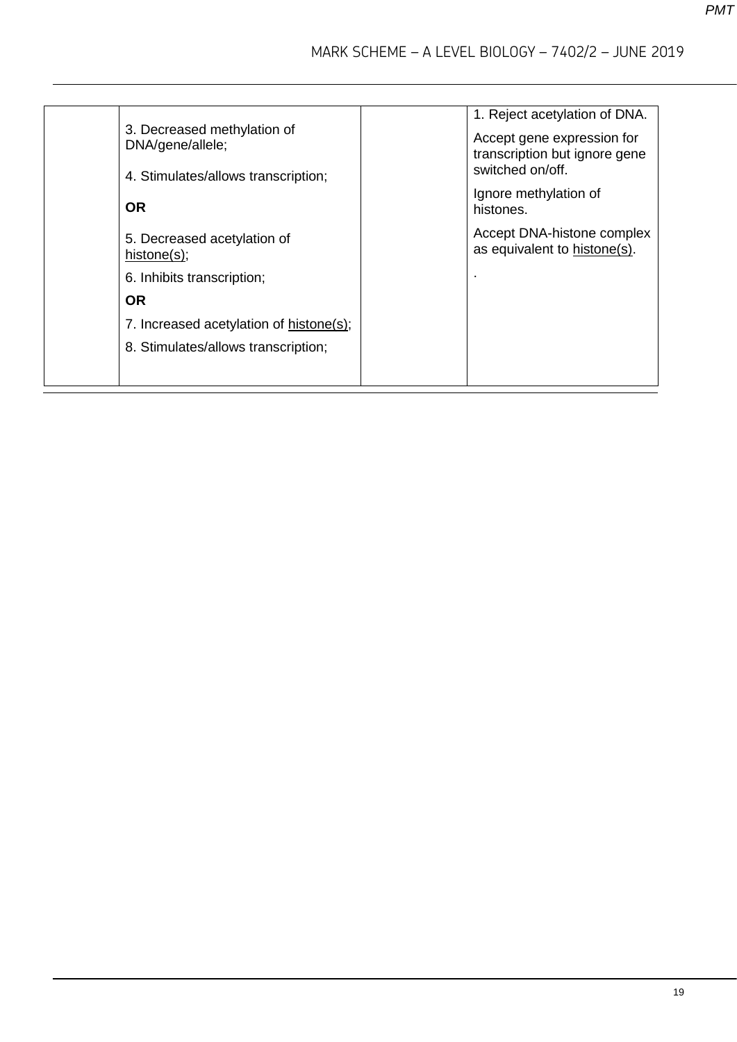| | | | |
|---|---|---|---|
| | 3. Decreased methylation of DNA/gene/allele;<br><br>4. Stimulates/allows transcription;<br><br>**OR**<br><br>5. Decreased acetylation of histone(s);<br><br>6. Inhibits transcription;<br><br>**OR**<br><br>7. Increased acetylation of histone(s);<br><br>8. Stimulates/allows transcription; | | 1. Reject acetylation of DNA.<br><br>Accept gene expression for transcription but ignore gene switched on/off.<br><br>Ignore methylation of histones.<br><br>Accept DNA-histone complex as equivalent to histone(s).<br><br>. |